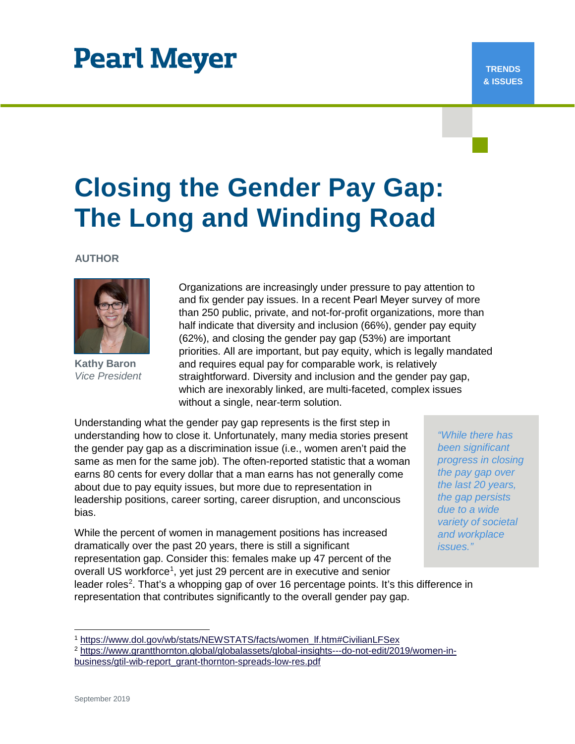Pearl Meyer

TRENDS & ISSUES

# Closing the Gender Pay Gap: The Long and Winding Road

**AUTHOR**

**Kathy Baron**
*Vice President*

Organizations are increasingly under pressure to pay attention to and fix gender pay issues. In a recent Pearl Meyer survey of more than 250 public, private, and not-for-profit organizations, more than half indicate that diversity and inclusion (66%), gender pay equity (62%), and closing the gender pay gap (53%) are important priorities. All are important, but pay equity, which is legally mandated and requires equal pay for comparable work, is relatively straightforward. Diversity and inclusion and the gender pay gap, which are inexorably linked, are multi-faceted, complex issues without a single, near-term solution.

Understanding what the gender pay gap represents is the first step in understanding how to close it. Unfortunately, many media stories present the gender pay gap as a discrimination issue (i.e., women aren't paid the same as men for the same job). The often-reported statistic that a woman earns 80 cents for every dollar that a man earns has not generally come about due to pay equity issues, but more due to representation in leadership positions, career sorting, career disruption, and unconscious bias.

> *"While there has been significant progress in closing the pay gap over the last 20 years, the gap persists due to a wide variety of societal and workplace issues."*

While the percent of women in management positions has increased dramatically over the past 20 years, there is still a significant representation gap. Consider this: females make up 47 percent of the overall US workforce[1], yet just 29 percent are in executive and senior leader roles[2]. That's a whopping gap of over 16 percentage points. It's this difference in representation that contributes significantly to the overall gender pay gap.

[1] https://www.dol.gov/wb/stats/NEWSTATS/facts/women_lf.htm#CivilianLFSex

[2] https://www.grantthornton.global/globalassets/global-insights---do-not-edit/2019/women-in-business/gtil-wib-report_grant-thornton-spreads-low-res.pdf

September 2019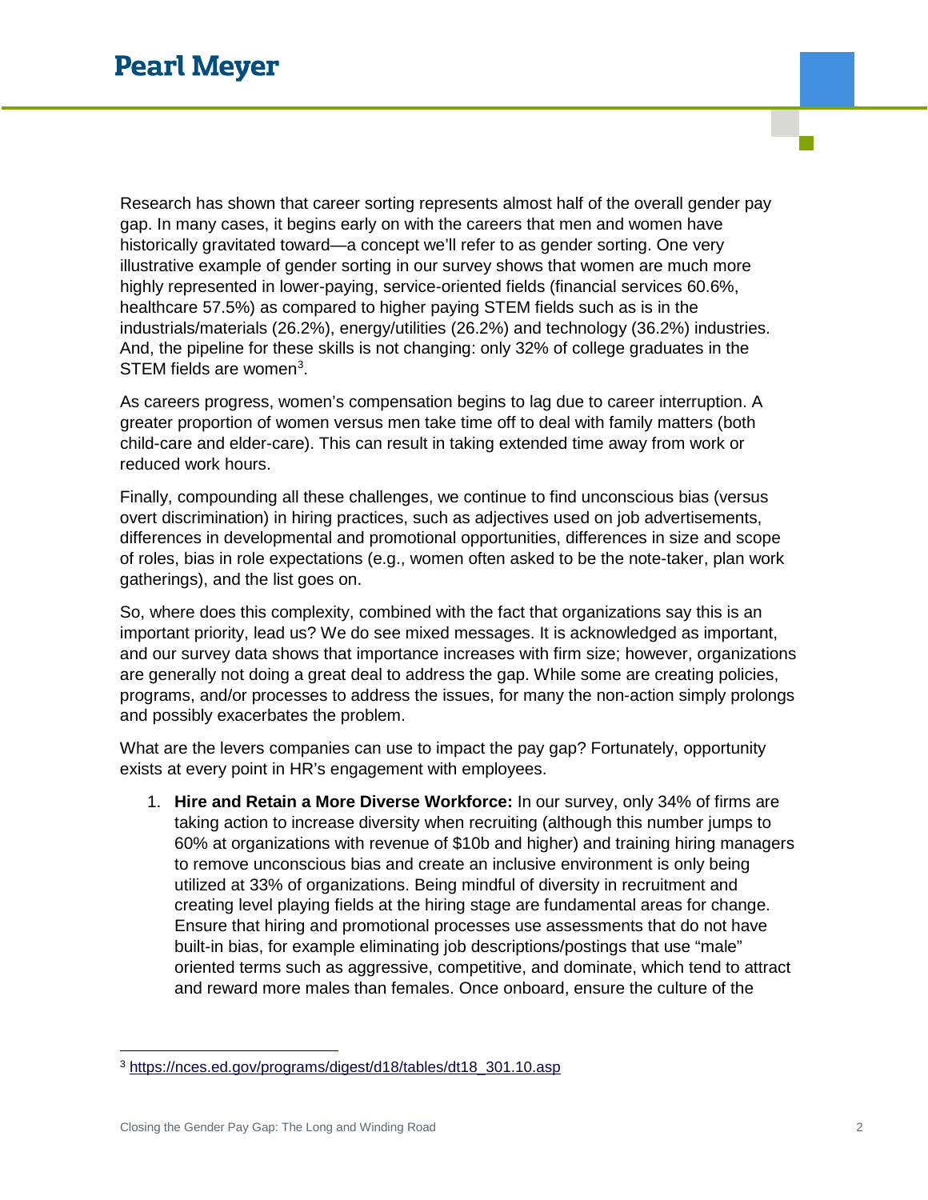Research has shown that career sorting represents almost half of the overall gender pay gap. In many cases, it begins early on with the careers that men and women have historically gravitated toward—a concept we'll refer to as gender sorting. One very illustrative example of gender sorting in our survey shows that women are much more highly represented in lower-paying, service-oriented fields (financial services 60.6%, healthcare 57.5%) as compared to higher paying STEM fields such as is in the industrials/materials (26.2%), energy/utilities (26.2%) and technology (36.2%) industries. And, the pipeline for these skills is not changing: only 32% of college graduates in the STEM fields are women[3].

As careers progress, women's compensation begins to lag due to career interruption. A greater proportion of women versus men take time off to deal with family matters (both child-care and elder-care). This can result in taking extended time away from work or reduced work hours.

Finally, compounding all these challenges, we continue to find unconscious bias (versus overt discrimination) in hiring practices, such as adjectives used on job advertisements, differences in developmental and promotional opportunities, differences in size and scope of roles, bias in role expectations (e.g., women often asked to be the note-taker, plan work gatherings), and the list goes on.

So, where does this complexity, combined with the fact that organizations say this is an important priority, lead us? We do see mixed messages. It is acknowledged as important, and our survey data shows that importance increases with firm size; however, organizations are generally not doing a great deal to address the gap. While some are creating policies, programs, and/or processes to address the issues, for many the non-action simply prolongs and possibly exacerbates the problem.

What are the levers companies can use to impact the pay gap? Fortunately, opportunity exists at every point in HR's engagement with employees.

1. **Hire and Retain a More Diverse Workforce:** In our survey, only 34% of firms are taking action to increase diversity when recruiting (although this number jumps to 60% at organizations with revenue of $10b and higher) and training hiring managers to remove unconscious bias and create an inclusive environment is only being utilized at 33% of organizations. Being mindful of diversity in recruitment and creating level playing fields at the hiring stage are fundamental areas for change. Ensure that hiring and promotional processes use assessments that do not have built-in bias, for example eliminating job descriptions/postings that use "male" oriented terms such as aggressive, competitive, and dominate, which tend to attract and reward more males than females. Once onboard, ensure the culture of the

---

[3] https://nces.ed.gov/programs/digest/d18/tables/dt18_301.10.asp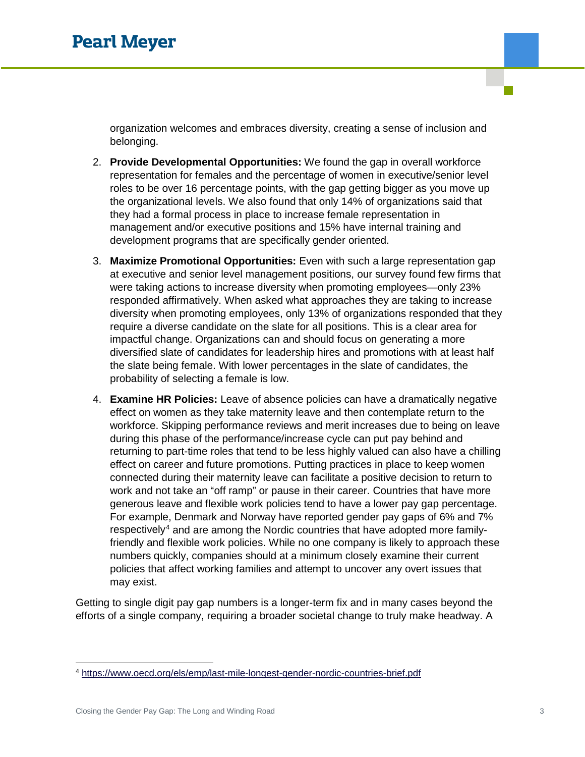organization welcomes and embraces diversity, creating a sense of inclusion and belonging.

2. **Provide Developmental Opportunities:** We found the gap in overall workforce representation for females and the percentage of women in executive/senior level roles to be over 16 percentage points, with the gap getting bigger as you move up the organizational levels. We also found that only 14% of organizations said that they had a formal process in place to increase female representation in management and/or executive positions and 15% have internal training and development programs that are specifically gender oriented.

3. **Maximize Promotional Opportunities:** Even with such a large representation gap at executive and senior level management positions, our survey found few firms that were taking actions to increase diversity when promoting employees—only 23% responded affirmatively. When asked what approaches they are taking to increase diversity when promoting employees, only 13% of organizations responded that they require a diverse candidate on the slate for all positions. This is a clear area for impactful change. Organizations can and should focus on generating a more diversified slate of candidates for leadership hires and promotions with at least half the slate being female. With lower percentages in the slate of candidates, the probability of selecting a female is low.

4. **Examine HR Policies:** Leave of absence policies can have a dramatically negative effect on women as they take maternity leave and then contemplate return to the workforce. Skipping performance reviews and merit increases due to being on leave during this phase of the performance/increase cycle can put pay behind and returning to part-time roles that tend to be less highly valued can also have a chilling effect on career and future promotions. Putting practices in place to keep women connected during their maternity leave can facilitate a positive decision to return to work and not take an "off ramp" or pause in their career. Countries that have more generous leave and flexible work policies tend to have a lower pay gap percentage. For example, Denmark and Norway have reported gender pay gaps of 6% and 7% respectively[4] and are among the Nordic countries that have adopted more family-friendly and flexible work policies. While no one company is likely to approach these numbers quickly, companies should at a minimum closely examine their current policies that affect working families and attempt to uncover any overt issues that may exist.

Getting to single digit pay gap numbers is a longer-term fix and in many cases beyond the efforts of a single company, requiring a broader societal change to truly make headway. A

---

[4] https://www.oecd.org/els/emp/last-mile-longest-gender-nordic-countries-brief.pdf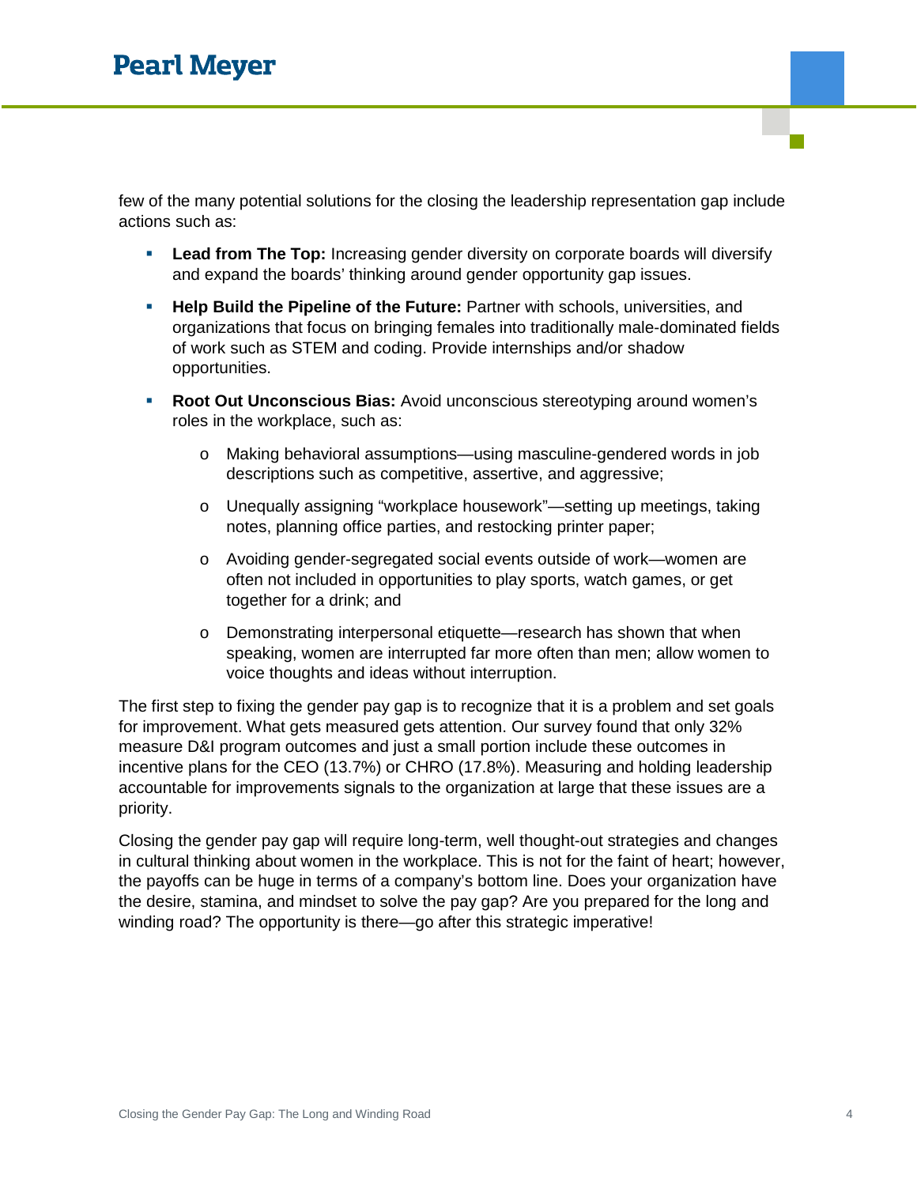few of the many potential solutions for the closing the leadership representation gap include actions such as:

- **Lead from The Top:** Increasing gender diversity on corporate boards will diversify and expand the boards' thinking around gender opportunity gap issues.
- **Help Build the Pipeline of the Future:** Partner with schools, universities, and organizations that focus on bringing females into traditionally male-dominated fields of work such as STEM and coding. Provide internships and/or shadow opportunities.
- **Root Out Unconscious Bias:** Avoid unconscious stereotyping around women's roles in the workplace, such as:
    - Making behavioral assumptions—using masculine-gendered words in job descriptions such as competitive, assertive, and aggressive;
    - Unequally assigning "workplace housework"—setting up meetings, taking notes, planning office parties, and restocking printer paper;
    - Avoiding gender-segregated social events outside of work—women are often not included in opportunities to play sports, watch games, or get together for a drink; and
    - Demonstrating interpersonal etiquette—research has shown that when speaking, women are interrupted far more often than men; allow women to voice thoughts and ideas without interruption.

The first step to fixing the gender pay gap is to recognize that it is a problem and set goals for improvement. What gets measured gets attention. Our survey found that only 32% measure D&I program outcomes and just a small portion include these outcomes in incentive plans for the CEO (13.7%) or CHRO (17.8%). Measuring and holding leadership accountable for improvements signals to the organization at large that these issues are a priority.

Closing the gender pay gap will require long-term, well thought-out strategies and changes in cultural thinking about women in the workplace. This is not for the faint of heart; however, the payoffs can be huge in terms of a company's bottom line. Does your organization have the desire, stamina, and mindset to solve the pay gap? Are you prepared for the long and winding road? The opportunity is there—go after this strategic imperative!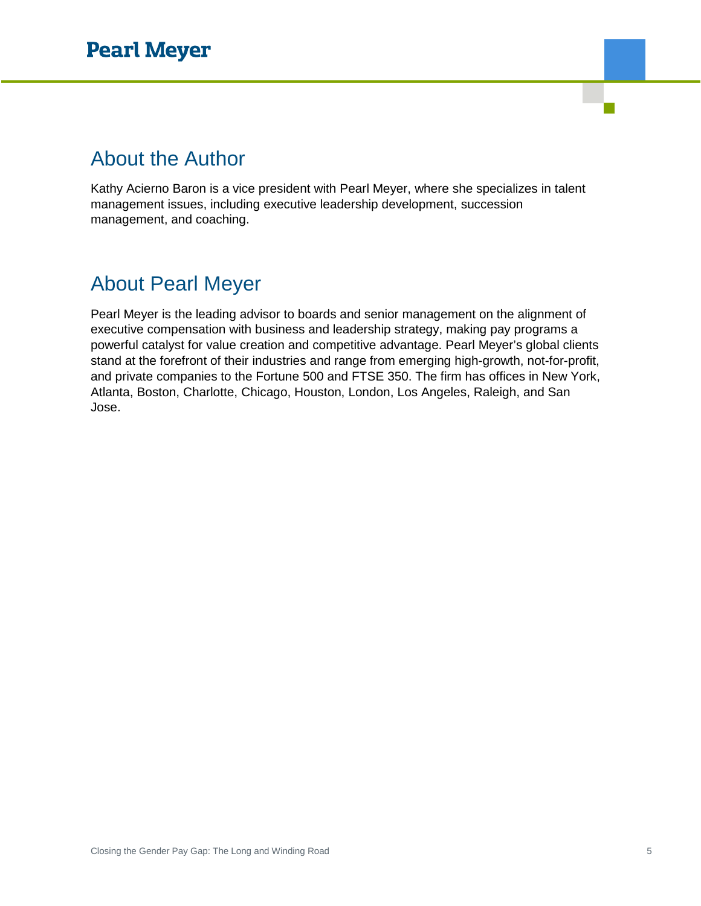## About the Author

Kathy Acierno Baron is a vice president with Pearl Meyer, where she specializes in talent management issues, including executive leadership development, succession management, and coaching.

## About Pearl Meyer

Pearl Meyer is the leading advisor to boards and senior management on the alignment of executive compensation with business and leadership strategy, making pay programs a powerful catalyst for value creation and competitive advantage. Pearl Meyer's global clients stand at the forefront of their industries and range from emerging high-growth, not-for-profit, and private companies to the Fortune 500 and FTSE 350. The firm has offices in New York, Atlanta, Boston, Charlotte, Chicago, Houston, London, Los Angeles, Raleigh, and San Jose.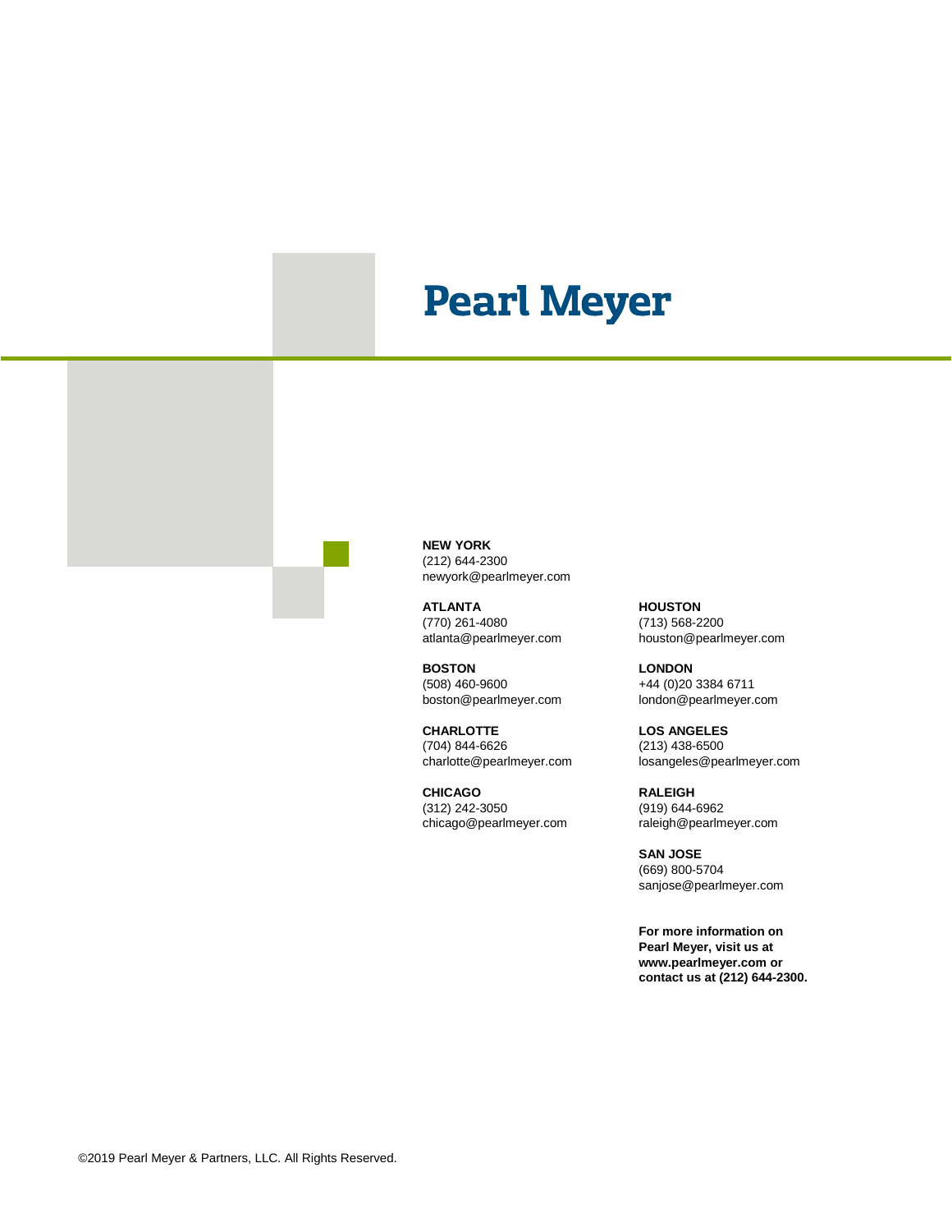# Pearl Meyer

**NEW YORK**
(212) 644-2300
newyork@pearlmeyer.com

**ATLANTA**
(770) 261-4080
atlanta@pearlmeyer.com

**BOSTON**
(508) 460-9600
boston@pearlmeyer.com

**CHARLOTTE**
(704) 844-6626
charlotte@pearlmeyer.com

**CHICAGO**
(312) 242-3050
chicago@pearlmeyer.com

**HOUSTON**
(713) 568-2200
houston@pearlmeyer.com

**LONDON**
+44 (0)20 3384 6711
london@pearlmeyer.com

**LOS ANGELES**
(213) 438-6500
losangeles@pearlmeyer.com

**RALEIGH**
(919) 644-6962
raleigh@pearlmeyer.com

**SAN JOSE**
(669) 800-5704
sanjose@pearlmeyer.com

**For more information on Pearl Meyer, visit us at www.pearlmeyer.com or contact us at (212) 644-2300.**

©2019 Pearl Meyer & Partners, LLC. All Rights Reserved.